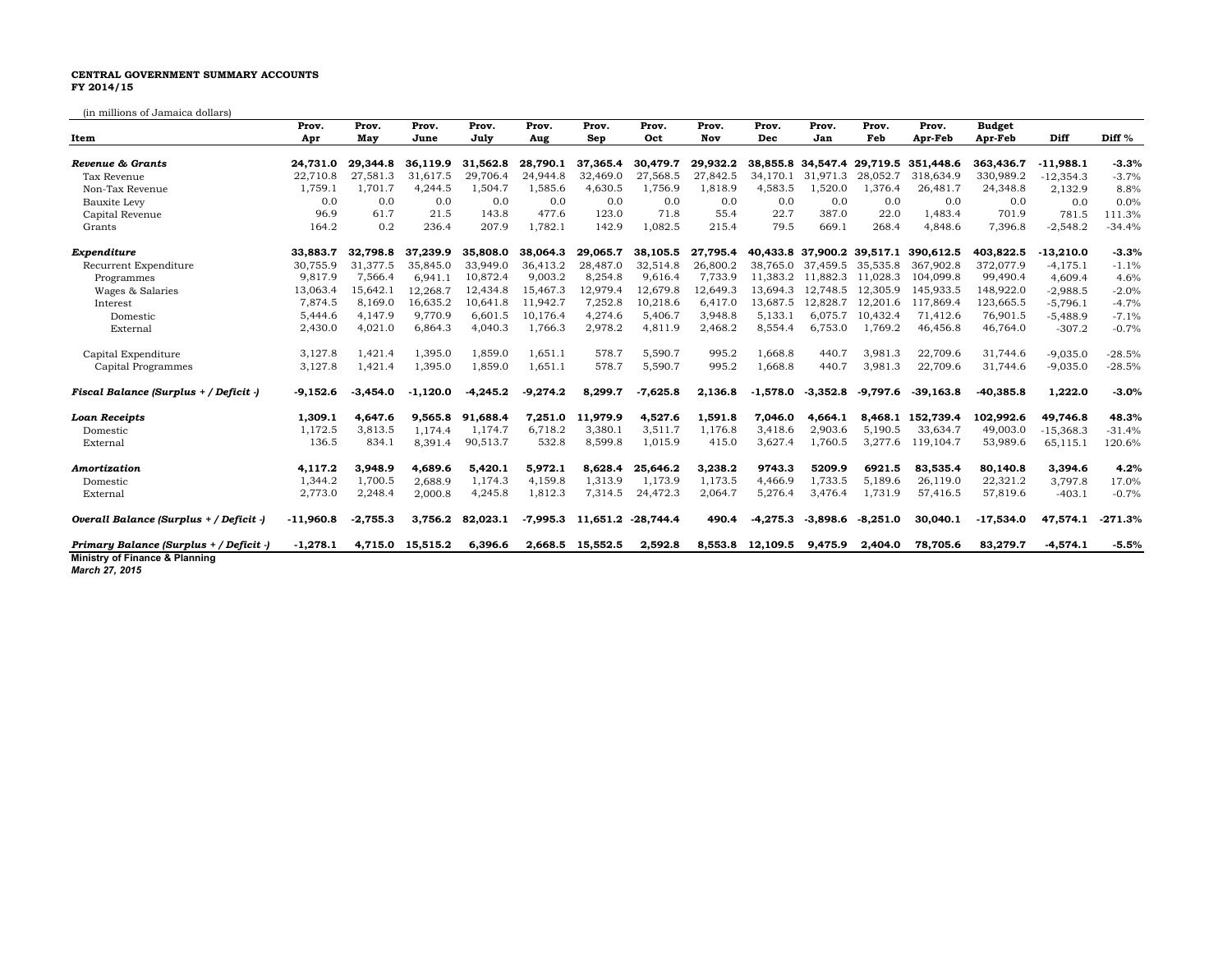**CENTRAL GOVERNMENT SUMMARY ACCOUNTS**
**FY 2014/15**

(in millions of Jamaica dollars)

| Item | Prov. Apr | Prov. May | Prov. June | Prov. July | Prov. Aug | Prov. Sep | Prov. Oct | Prov. Nov | Prov. Dec | Prov. Jan | Prov. Feb | Prov. Apr-Feb | Budget Apr-Feb | Diff | Diff % |
|---|---|---|---|---|---|---|---|---|---|---|---|---|---|---|---|
| ***Revenue & Grants*** | **24,731.0** | **29,344.8** | **36,119.9** | **31,562.8** | **28,790.1** | **37,365.4** | **30,479.7** | **29,932.2** | **38,855.8** | **34,547.4** | **29,719.5** | **351,448.6** | **363,436.7** | **-11,988.1** | **-3.3%** |
| Tax Revenue | 22,710.8 | 27,581.3 | 31,617.5 | 29,706.4 | 24,944.8 | 32,469.0 | 27,568.5 | 27,842.5 | 34,170.1 | 31,971.3 | 28,052.7 | 318,634.9 | 330,989.2 | -12,354.3 | -3.7% |
| Non-Tax Revenue | 1,759.1 | 1,701.7 | 4,244.5 | 1,504.7 | 1,585.6 | 4,630.5 | 1,756.9 | 1,818.9 | 4,583.5 | 1,520.0 | 1,376.4 | 26,481.7 | 24,348.8 | 2,132.9 | 8.8% |
| Bauxite Levy | 0.0 | 0.0 | 0.0 | 0.0 | 0.0 | 0.0 | 0.0 | 0.0 | 0.0 | 0.0 | 0.0 | 0.0 | 0.0 | 0.0 | 0.0% |
| Capital Revenue | 96.9 | 61.7 | 21.5 | 143.8 | 477.6 | 123.0 | 71.8 | 55.4 | 22.7 | 387.0 | 22.0 | 1,483.4 | 701.9 | 781.5 | 111.3% |
| Grants | 164.2 | 0.2 | 236.4 | 207.9 | 1,782.1 | 142.9 | 1,082.5 | 215.4 | 79.5 | 669.1 | 268.4 | 4,848.6 | 7,396.8 | -2,548.2 | -34.4% |
| ***Expenditure*** | **33,883.7** | **32,798.8** | **37,239.9** | **35,808.0** | **38,064.3** | **29,065.7** | **38,105.5** | **27,795.4** | **40,433.8** | **37,900.2** | **39,517.1** | **390,612.5** | **403,822.5** | **-13,210.0** | **-3.3%** |
| Recurrent Expenditure | 30,755.9 | 31,377.5 | 35,845.0 | 33,949.0 | 36,413.2 | 28,487.0 | 32,514.8 | 26,800.2 | 38,765.0 | 37,459.5 | 35,535.8 | 367,902.8 | 372,077.9 | -4,175.1 | -1.1% |
| Programmes | 9,817.9 | 7,566.4 | 6,941.1 | 10,872.4 | 9,003.2 | 8,254.8 | 9,616.4 | 7,733.9 | 11,383.2 | 11,882.3 | 11,028.3 | 104,099.8 | 99,490.4 | 4,609.4 | 4.6% |
| Wages & Salaries | 13,063.4 | 15,642.1 | 12,268.7 | 12,434.8 | 15,467.3 | 12,979.4 | 12,679.8 | 12,649.3 | 13,694.3 | 12,748.5 | 12,305.9 | 145,933.5 | 148,922.0 | -2,988.5 | -2.0% |
| Interest | 7,874.5 | 8,169.0 | 16,635.2 | 10,641.8 | 11,942.7 | 7,252.8 | 10,218.6 | 6,417.0 | 13,687.5 | 12,828.7 | 12,201.6 | 117,869.4 | 123,665.5 | -5,796.1 | -4.7% |
| Domestic | 5,444.6 | 4,147.9 | 9,770.9 | 6,601.5 | 10,176.4 | 4,274.6 | 5,406.7 | 3,948.8 | 5,133.1 | 6,075.7 | 10,432.4 | 71,412.6 | 76,901.5 | -5,488.9 | -7.1% |
| External | 2,430.0 | 4,021.0 | 6,864.3 | 4,040.3 | 1,766.3 | 2,978.2 | 4,811.9 | 2,468.2 | 8,554.4 | 6,753.0 | 1,769.2 | 46,456.8 | 46,764.0 | -307.2 | -0.7% |
| Capital Expenditure | 3,127.8 | 1,421.4 | 1,395.0 | 1,859.0 | 1,651.1 | 578.7 | 5,590.7 | 995.2 | 1,668.8 | 440.7 | 3,981.3 | 22,709.6 | 31,744.6 | -9,035.0 | -28.5% |
| Capital Programmes | 3,127.8 | 1,421.4 | 1,395.0 | 1,859.0 | 1,651.1 | 578.7 | 5,590.7 | 995.2 | 1,668.8 | 440.7 | 3,981.3 | 22,709.6 | 31,744.6 | -9,035.0 | -28.5% |
| ***Fiscal Balance (Surplus + / Deficit -)*** | **-9,152.6** | **-3,454.0** | **-1,120.0** | **-4,245.2** | **-9,274.2** | **8,299.7** | **-7,625.8** | **2,136.8** | **-1,578.0** | **-3,352.8** | **-9,797.6** | **-39,163.8** | **-40,385.8** | **1,222.0** | **-3.0%** |
| ***Loan Receipts*** | **1,309.1** | **4,647.6** | **9,565.8** | **91,688.4** | **7,251.0** | **11,979.9** | **4,527.6** | **1,591.8** | **7,046.0** | **4,664.1** | **8,468.1** | **152,739.4** | **102,992.6** | **49,746.8** | **48.3%** |
| Domestic | 1,172.5 | 3,813.5 | 1,174.4 | 1,174.7 | 6,718.2 | 3,380.1 | 3,511.7 | 1,176.8 | 3,418.6 | 2,903.6 | 5,190.5 | 33,634.7 | 49,003.0 | -15,368.3 | -31.4% |
| External | 136.5 | 834.1 | 8,391.4 | 90,513.7 | 532.8 | 8,599.8 | 1,015.9 | 415.0 | 3,627.4 | 1,760.5 | 3,277.6 | 119,104.7 | 53,989.6 | 65,115.1 | 120.6% |
| ***Amortization*** | **4,117.2** | **3,948.9** | **4,689.6** | **5,420.1** | **5,972.1** | **8,628.4** | **25,646.2** | **3,238.2** | **9743.3** | **5209.9** | **6921.5** | **83,535.4** | **80,140.8** | **3,394.6** | **4.2%** |
| Domestic | 1,344.2 | 1,700.5 | 2,688.9 | 1,174.3 | 4,159.8 | 1,313.9 | 1,173.9 | 1,173.5 | 4,466.9 | 1,733.5 | 5,189.6 | 26,119.0 | 22,321.2 | 3,797.8 | 17.0% |
| External | 2,773.0 | 2,248.4 | 2,000.8 | 4,245.8 | 1,812.3 | 7,314.5 | 24,472.3 | 2,064.7 | 5,276.4 | 3,476.4 | 1,731.9 | 57,416.5 | 57,819.6 | -403.1 | -0.7% |
| ***Overall Balance (Surplus + / Deficit -)*** | **-11,960.8** | **-2,755.3** | **3,756.2** | **82,023.1** | **-7,995.3** | **11,651.2** | **-28,744.4** | **490.4** | **-4,275.3** | **-3,898.6** | **-8,251.0** | **30,040.1** | **-17,534.0** | **47,574.1** | **-271.3%** |
| ***Primary Balance (Surplus + / Deficit -)*** | **-1,278.1** | **4,715.0** | **15,515.2** | **6,396.6** | **2,668.5** | **15,552.5** | **2,592.8** | **8,553.8** | **12,109.5** | **9,475.9** | **2,404.0** | **78,705.6** | **83,279.7** | **-4,574.1** | **-5.5%** |

**Ministry of Finance & Planning**
***March 27, 2015***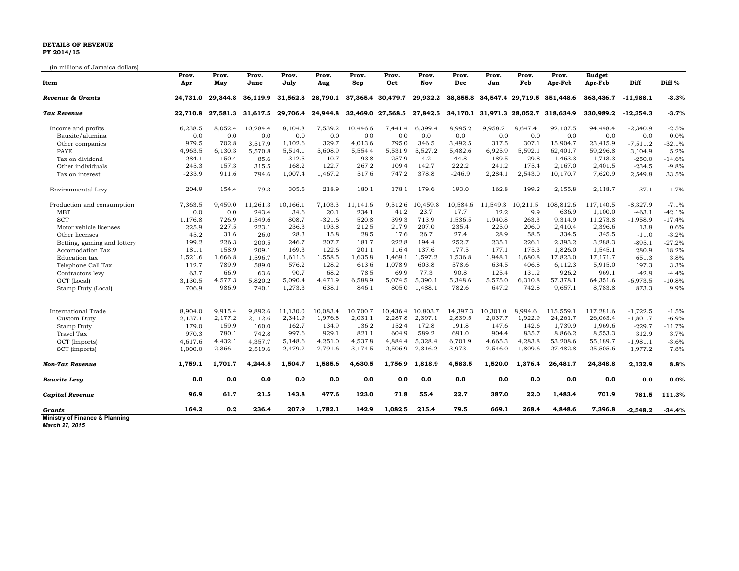**DETAILS OF REVENUE**
**FY 2014/15**

(in millions of Jamaica dollars)

| Item | Prov. Apr | Prov. May | Prov. June | Prov. July | Prov. Aug | Prov. Sep | Prov. Oct | Prov. Nov | Prov. Dec | Prov. Jan | Prov. Feb | Prov. Apr-Feb | Budget Apr-Feb | Diff | Diff % |
|---|---|---|---|---|---|---|---|---|---|---|---|---|---|---|---|
| ***Revenue & Grants*** | **24,731.0** | **29,344.8** | **36,119.9** | **31,562.8** | **28,790.1** | **37,365.4** | **30,479.7** | **29,932.2** | **38,855.8** | **34,547.4** | **29,719.5** | **351,448.6** | **363,436.7** | **-11,988.1** | **-3.3%** |
| ***Tax Revenue*** | **22,710.8** | **27,581.3** | **31,617.5** | **29,706.4** | **24,944.8** | **32,469.0** | **27,568.5** | **27,842.5** | **34,170.1** | **31,971.3** | **28,052.7** | **318,634.9** | **330,989.2** | **-12,354.3** | **-3.7%** |
| Income and profits | 6,238.5 | 8,052.4 | 10,284.4 | 8,104.8 | 7,539.2 | 10,446.6 | 7,441.4 | 6,399.4 | 8,995.2 | 9,958.2 | 8,647.4 | 92,107.5 | 94,448.4 | -2,340.9 | -2.5% |
| Bauxite/alumina | 0.0 | 0.0 | 0.0 | 0.0 | 0.0 | 0.0 | 0.0 | 0.0 | 0.0 | 0.0 | 0.0 | 0.0 | 0.0 | 0.0 | 0.0% |
| Other companies | 979.5 | 702.8 | 3,517.9 | 1,102.6 | 329.7 | 4,013.6 | 795.0 | 346.5 | 3,492.5 | 317.5 | 307.1 | 15,904.7 | 23,415.9 | -7,511.2 | -32.1% |
| PAYE | 4,963.5 | 6,130.3 | 5,570.8 | 5,514.1 | 5,608.9 | 5,554.4 | 5,531.9 | 5,527.2 | 5,482.6 | 6,925.9 | 5,592.1 | 62,401.7 | 59,296.8 | 3,104.9 | 5.2% |
| Tax on dividend | 284.1 | 150.4 | 85.6 | 312.5 | 10.7 | 93.8 | 257.9 | 4.2 | 44.8 | 189.5 | 29.8 | 1,463.3 | 1,713.3 | -250.0 | -14.6% |
| Other individuals | 245.3 | 157.3 | 315.5 | 168.2 | 122.7 | 267.2 | 109.4 | 142.7 | 222.2 | 241.2 | 175.4 | 2,167.0 | 2,401.5 | -234.5 | -9.8% |
| Tax on interest | -233.9 | 911.6 | 794.6 | 1,007.4 | 1,467.2 | 517.6 | 747.2 | 378.8 | -246.9 | 2,284.1 | 2,543.0 | 10,170.7 | 7,620.9 | 2,549.8 | 33.5% |
| Environmental Levy | 204.9 | 154.4 | 179.3 | 305.5 | 218.9 | 180.1 | 178.1 | 179.6 | 193.0 | 162.8 | 199.2 | 2,155.8 | 2,118.7 | 37.1 | 1.7% |
| Production and consumption | 7,363.5 | 9,459.0 | 11,261.3 | 10,166.1 | 7,103.3 | 11,141.6 | 9,512.6 | 10,459.8 | 10,584.6 | 11,549.3 | 10,211.5 | 108,812.6 | 117,140.5 | -8,327.9 | -7.1% |
| MBT | 0.0 | 0.0 | 243.4 | 34.6 | 20.1 | 234.1 | 41.2 | 23.7 | 17.7 | 12.2 | 9.9 | 636.9 | 1,100.0 | -463.1 | -42.1% |
| SCT | 1,176.8 | 726.9 | 1,549.6 | 808.7 | -321.6 | 520.8 | 399.3 | 713.9 | 1,536.5 | 1,940.8 | 263.3 | 9,314.9 | 11,273.8 | -1,958.9 | -17.4% |
| Motor vehicle licenses | 225.9 | 227.5 | 223.1 | 236.3 | 193.8 | 212.5 | 217.9 | 207.0 | 235.4 | 225.0 | 206.0 | 2,410.4 | 2,396.6 | 13.8 | 0.6% |
| Other licenses | 45.2 | 31.6 | 26.0 | 28.3 | 15.8 | 28.5 | 17.6 | 26.7 | 27.4 | 28.9 | 58.5 | 334.5 | 345.5 | -11.0 | -3.2% |
| Betting, gaming and lottery | 199.2 | 226.3 | 200.5 | 246.7 | 207.7 | 181.7 | 222.8 | 194.4 | 252.7 | 235.1 | 226.1 | 2,393.2 | 3,288.3 | -895.1 | -27.2% |
| Accomodation Tax | 181.1 | 158.9 | 209.1 | 169.3 | 122.6 | 201.1 | 116.4 | 137.6 | 177.5 | 177.1 | 175.3 | 1,826.0 | 1,545.1 | 280.9 | 18.2% |
| Education tax | 1,521.6 | 1,666.8 | 1,596.7 | 1,611.6 | 1,558.5 | 1,635.8 | 1,469.1 | 1,597.2 | 1,536.8 | 1,948.1 | 1,680.8 | 17,823.0 | 17,171.7 | 651.3 | 3.8% |
| Telephone Call Tax | 112.7 | 789.9 | 589.0 | 576.2 | 128.2 | 613.6 | 1,078.9 | 603.8 | 578.6 | 634.5 | 406.8 | 6,112.3 | 5,915.0 | 197.3 | 3.3% |
| Contractors levy | 63.7 | 66.9 | 63.6 | 90.7 | 68.2 | 78.5 | 69.9 | 77.3 | 90.8 | 125.4 | 131.2 | 926.2 | 969.1 | -42.9 | -4.4% |
| GCT (Local) | 3,130.5 | 4,577.3 | 5,820.2 | 5,090.4 | 4,471.9 | 6,588.9 | 5,074.5 | 5,390.1 | 5,348.6 | 5,575.0 | 6,310.8 | 57,378.1 | 64,351.6 | -6,973.5 | -10.8% |
| Stamp Duty (Local) | 706.9 | 986.9 | 740.1 | 1,273.3 | 638.1 | 846.1 | 805.0 | 1,488.1 | 782.6 | 647.2 | 742.8 | 9,657.1 | 8,783.8 | 873.3 | 9.9% |
| International Trade | 8,904.0 | 9,915.4 | 9,892.6 | 11,130.0 | 10,083.4 | 10,700.7 | 10,436.4 | 10,803.7 | 14,397.3 | 10,301.0 | 8,994.6 | 115,559.1 | 117,281.6 | -1,722.5 | -1.5% |
| Custom Duty | 2,137.1 | 2,177.2 | 2,112.6 | 2,341.9 | 1,976.8 | 2,031.1 | 2,287.8 | 2,397.1 | 2,839.5 | 2,037.7 | 1,922.9 | 24,261.7 | 26,063.4 | -1,801.7 | -6.9% |
| Stamp Duty | 179.0 | 159.9 | 160.0 | 162.7 | 134.9 | 136.2 | 152.4 | 172.8 | 191.8 | 147.6 | 142.6 | 1,739.9 | 1,969.6 | -229.7 | -11.7% |
| Travel Tax | 970.3 | 780.1 | 742.8 | 997.6 | 929.1 | 821.1 | 604.9 | 589.2 | 691.0 | 904.4 | 835.7 | 8,866.2 | 8,553.3 | 312.9 | 3.7% |
| GCT (Imports) | 4,617.6 | 4,432.1 | 4,357.7 | 5,148.6 | 4,251.0 | 4,537.8 | 4,884.4 | 5,328.4 | 6,701.9 | 4,665.3 | 4,283.8 | 53,208.6 | 55,189.7 | -1,981.1 | -3.6% |
| SCT (imports) | 1,000.0 | 2,366.1 | 2,519.6 | 2,479.2 | 2,791.6 | 3,174.5 | 2,506.9 | 2,316.2 | 3,973.1 | 2,546.0 | 1,809.6 | 27,482.8 | 25,505.6 | 1,977.2 | 7.8% |
| ***Non-Tax Revenue*** | **1,759.1** | **1,701.7** | **4,244.5** | **1,504.7** | **1,585.6** | **4,630.5** | **1,756.9** | **1,818.9** | **4,583.5** | **1,520.0** | **1,376.4** | **26,481.7** | **24,348.8** | **2,132.9** | **8.8%** |
| ***Bauxite Levy*** | **0.0** | **0.0** | **0.0** | **0.0** | **0.0** | **0.0** | **0.0** | **0.0** | **0.0** | **0.0** | **0.0** | **0.0** | **0.0** | **0.0** | **0.0%** |
| ***Capital Revenue*** | **96.9** | **61.7** | **21.5** | **143.8** | **477.6** | **123.0** | **71.8** | **55.4** | **22.7** | **387.0** | **22.0** | **1,483.4** | **701.9** | **781.5** | **111.3%** |
| ***Grants*** | **164.2** | **0.2** | **236.4** | **207.9** | **1,782.1** | **142.9** | **1,082.5** | **215.4** | **79.5** | **669.1** | **268.4** | **4,848.6** | **7,396.8** | **-2,548.2** | **-34.4%** |

**Ministry of Finance & Planning**
***March 27, 2015***